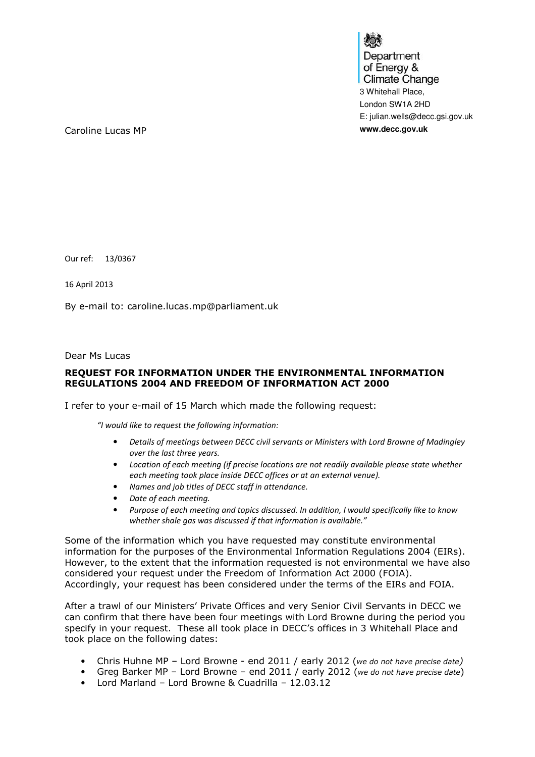Department of Energy & Climate Change
3 Whitehall Place,
London SW1A 2HD
E: julian.wells@decc.gsi.gov.uk
**www.decc.gov.uk**

Caroline Lucas MP

Our ref: 13/0367

16 April 2013

By e-mail to: caroline.lucas.mp@parliament.uk

Dear Ms Lucas

**REQUEST FOR INFORMATION UNDER THE ENVIRONMENTAL INFORMATION REGULATIONS 2004 AND FREEDOM OF INFORMATION ACT 2000**

I refer to your e-mail of 15 March which made the following request:

> *"I would like to request the following information:*
>
> - *Details of meetings between DECC civil servants or Ministers with Lord Browne of Madingley over the last three years.*
> - *Location of each meeting (if precise locations are not readily available please state whether each meeting took place inside DECC offices or at an external venue).*
> - *Names and job titles of DECC staff in attendance.*
> - *Date of each meeting.*
> - *Purpose of each meeting and topics discussed. In addition, I would specifically like to know whether shale gas was discussed if that information is available."*

Some of the information which you have requested may constitute environmental information for the purposes of the Environmental Information Regulations 2004 (EIRs). However, to the extent that the information requested is not environmental we have also considered your request under the Freedom of Information Act 2000 (FOIA). Accordingly, your request has been considered under the terms of the EIRs and FOIA.

After a trawl of our Ministers' Private Offices and very Senior Civil Servants in DECC we can confirm that there have been four meetings with Lord Browne during the period you specify in your request. These all took place in DECC's offices in 3 Whitehall Place and took place on the following dates:

- Chris Huhne MP – Lord Browne - end 2011 / early 2012 (*we do not have precise date*)
- Greg Barker MP – Lord Browne – end 2011 / early 2012 (*we do not have precise date*)
- Lord Marland – Lord Browne & Cuadrilla – 12.03.12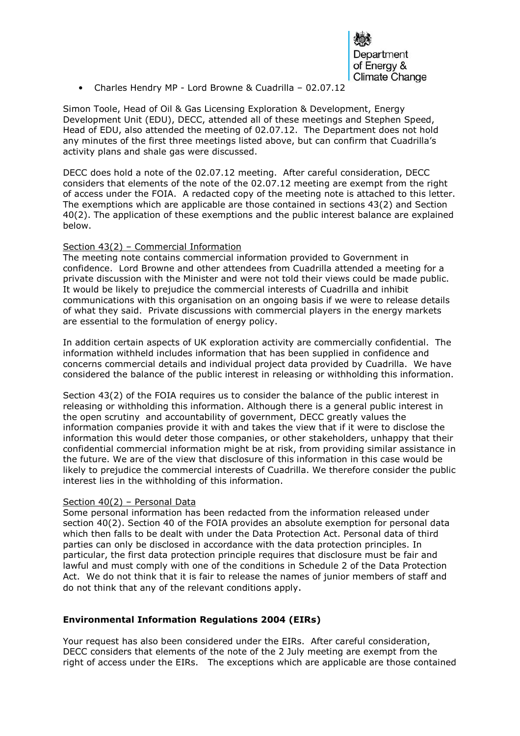- Charles Hendry MP - Lord Browne & Cuadrilla – 02.07.12

Simon Toole, Head of Oil & Gas Licensing Exploration & Development, Energy Development Unit (EDU), DECC, attended all of these meetings and Stephen Speed, Head of EDU, also attended the meeting of 02.07.12. The Department does not hold any minutes of the first three meetings listed above, but can confirm that Cuadrilla's activity plans and shale gas were discussed.

DECC does hold a note of the 02.07.12 meeting. After careful consideration, DECC considers that elements of the note of the 02.07.12 meeting are exempt from the right of access under the FOIA. A redacted copy of the meeting note is attached to this letter. The exemptions which are applicable are those contained in sections 43(2) and Section 40(2). The application of these exemptions and the public interest balance are explained below.

Section 43(2) – Commercial Information

The meeting note contains commercial information provided to Government in confidence. Lord Browne and other attendees from Cuadrilla attended a meeting for a private discussion with the Minister and were not told their views could be made public. It would be likely to prejudice the commercial interests of Cuadrilla and inhibit communications with this organisation on an ongoing basis if we were to release details of what they said. Private discussions with commercial players in the energy markets are essential to the formulation of energy policy.

In addition certain aspects of UK exploration activity are commercially confidential. The information withheld includes information that has been supplied in confidence and concerns commercial details and individual project data provided by Cuadrilla. We have considered the balance of the public interest in releasing or withholding this information.

Section 43(2) of the FOIA requires us to consider the balance of the public interest in releasing or withholding this information. Although there is a general public interest in the open scrutiny and accountability of government, DECC greatly values the information companies provide it with and takes the view that if it were to disclose the information this would deter those companies, or other stakeholders, unhappy that their confidential commercial information might be at risk, from providing similar assistance in the future. We are of the view that disclosure of this information in this case would be likely to prejudice the commercial interests of Cuadrilla. We therefore consider the public interest lies in the withholding of this information.

Section 40(2) – Personal Data

Some personal information has been redacted from the information released under section 40(2). Section 40 of the FOIA provides an absolute exemption for personal data which then falls to be dealt with under the Data Protection Act. Personal data of third parties can only be disclosed in accordance with the data protection principles. In particular, the first data protection principle requires that disclosure must be fair and lawful and must comply with one of the conditions in Schedule 2 of the Data Protection Act. We do not think that it is fair to release the names of junior members of staff and do not think that any of the relevant conditions apply.

**Environmental Information Regulations 2004 (EIRs)**

Your request has also been considered under the EIRs. After careful consideration, DECC considers that elements of the note of the 2 July meeting are exempt from the right of access under the EIRs. The exceptions which are applicable are those contained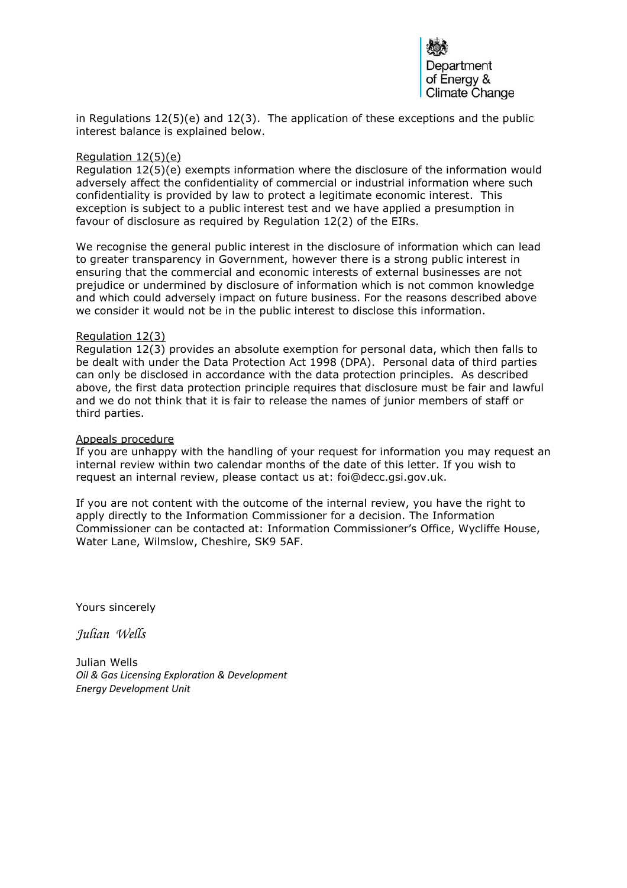in Regulations 12(5)(e) and 12(3). The application of these exceptions and the public interest balance is explained below.

Regulation 12(5)(e)

Regulation 12(5)(e) exempts information where the disclosure of the information would adversely affect the confidentiality of commercial or industrial information where such confidentiality is provided by law to protect a legitimate economic interest. This exception is subject to a public interest test and we have applied a presumption in favour of disclosure as required by Regulation 12(2) of the EIRs.

We recognise the general public interest in the disclosure of information which can lead to greater transparency in Government, however there is a strong public interest in ensuring that the commercial and economic interests of external businesses are not prejudice or undermined by disclosure of information which is not common knowledge and which could adversely impact on future business. For the reasons described above we consider it would not be in the public interest to disclose this information.

Regulation 12(3)

Regulation 12(3) provides an absolute exemption for personal data, which then falls to be dealt with under the Data Protection Act 1998 (DPA). Personal data of third parties can only be disclosed in accordance with the data protection principles. As described above, the first data protection principle requires that disclosure must be fair and lawful and we do not think that it is fair to release the names of junior members of staff or third parties.

Appeals procedure

If you are unhappy with the handling of your request for information you may request an internal review within two calendar months of the date of this letter. If you wish to request an internal review, please contact us at: foi@decc.gsi.gov.uk.

If you are not content with the outcome of the internal review, you have the right to apply directly to the Information Commissioner for a decision. The Information Commissioner can be contacted at: Information Commissioner's Office, Wycliffe House, Water Lane, Wilmslow, Cheshire, SK9 5AF.

Yours sincerely

*Julian Wells*

Julian Wells
*Oil & Gas Licensing Exploration & Development*
*Energy Development Unit*